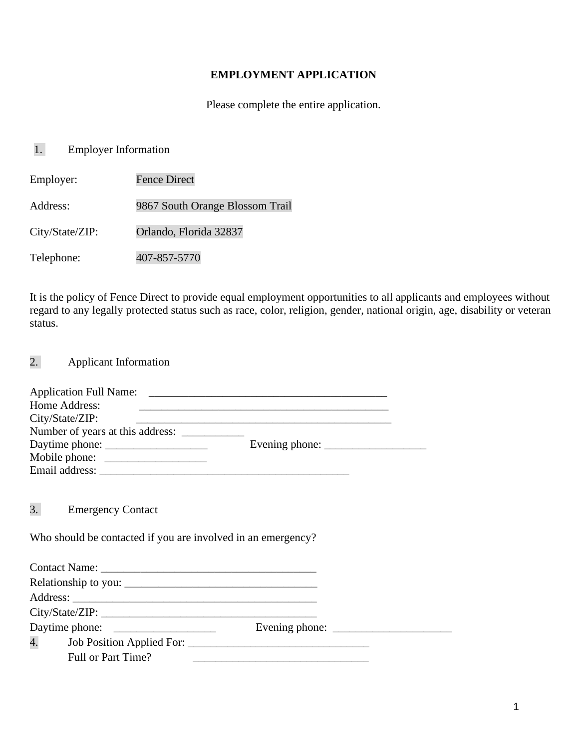# EMPLOYMENT APPLICATION

Please complete the entire application.

## 1. Employer Information

Employer: Fence Direct

Address: 9867 South Orange Blossom Trail

City/State/ZIP: Orlando, Florida 32837

Telephone: 407-857-5770

It is the policy of Fence Direct to provide equal employment opportunities to all applicants and employees without regard to any legally protected status such as race, color, religion, gender, national origin, age, disability or veteran status.

## 2. Applicant Information

Application Full Name: ___________________________________________
Home Address: ___________________________________________
City/State/ZIP: ___________________________________________
Number of years at this address: ___________
Daytime phone: __________________ Evening phone: __________________
Mobile phone: __________________
Email address: ___________________________________________

## 3. Emergency Contact

Who should be contacted if you are involved in an emergency?

Contact Name: _______________________________________
Relationship to you: ___________________________________
Address: ___________________________________________
City/State/ZIP: _______________________________________
Daytime phone: __________________ Evening phone: _____________________

## 4. Job Position Applied For: ________________________________

Full or Part Time? _______________________________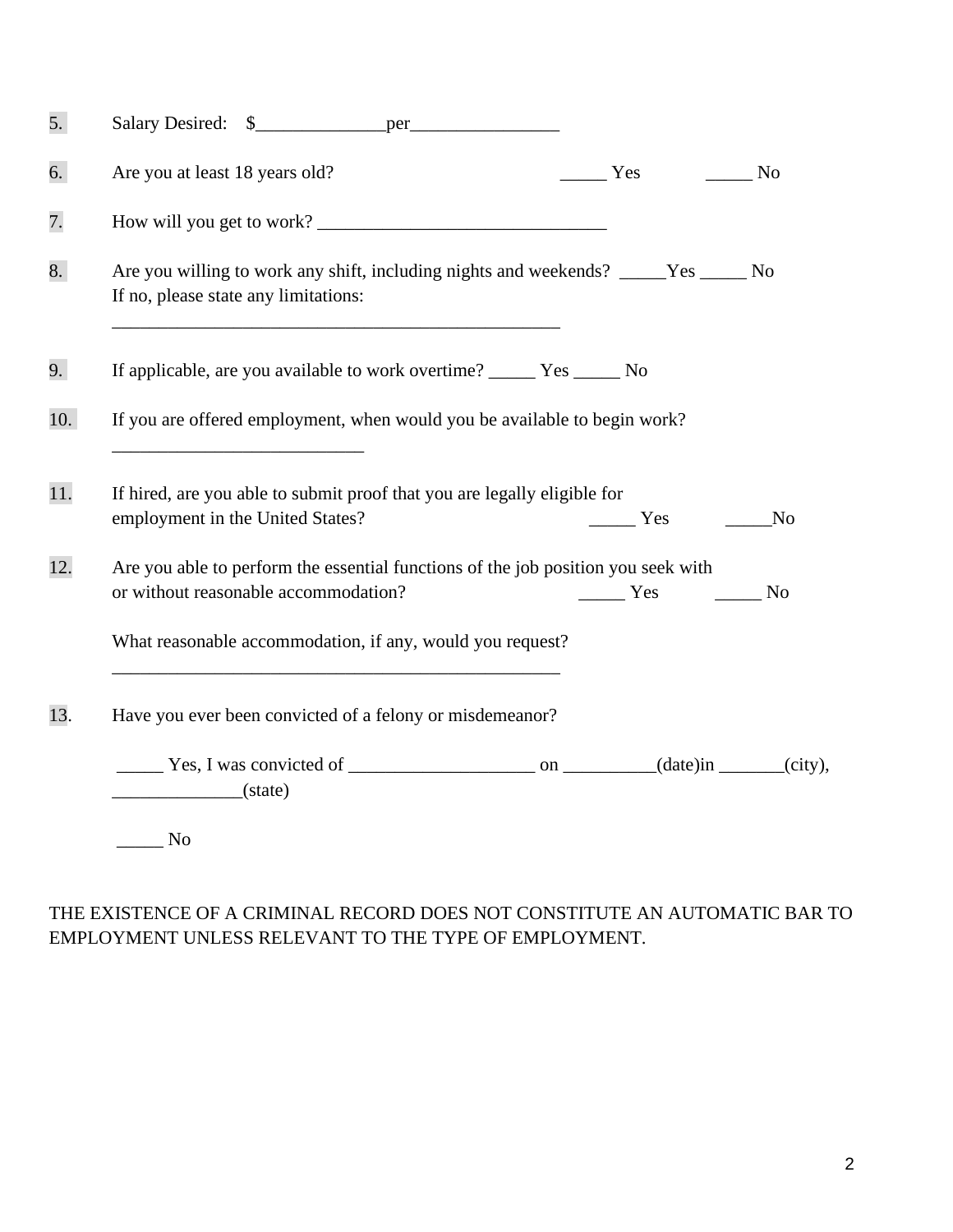5. Salary Desired: $______________per________________

6. Are you at least 18 years old? _____ Yes _____ No

7. How will you get to work? _______________________________

8. Are you willing to work any shift, including nights and weekends? _____Yes _____ No
   If no, please state any limitations:
   _________________________________________________

9. If applicable, are you available to work overtime? _____ Yes _____ No

10. If you are offered employment, when would you be available to begin work?
    ___________________________

11. If hired, are you able to submit proof that you are legally eligible for employment in the United States? _____ Yes _____No

12. Are you able to perform the essential functions of the job position you seek with or without reasonable accommodation? _____ Yes _____ No

    What reasonable accommodation, if any, would you request?
    _________________________________________________

13. Have you ever been convicted of a felony or misdemeanor?

    _____ Yes, I was convicted of ____________________ on __________(date)in _______(city), ______________(state)

    _____ No

THE EXISTENCE OF A CRIMINAL RECORD DOES NOT CONSTITUTE AN AUTOMATIC BAR TO EMPLOYMENT UNLESS RELEVANT TO THE TYPE OF EMPLOYMENT.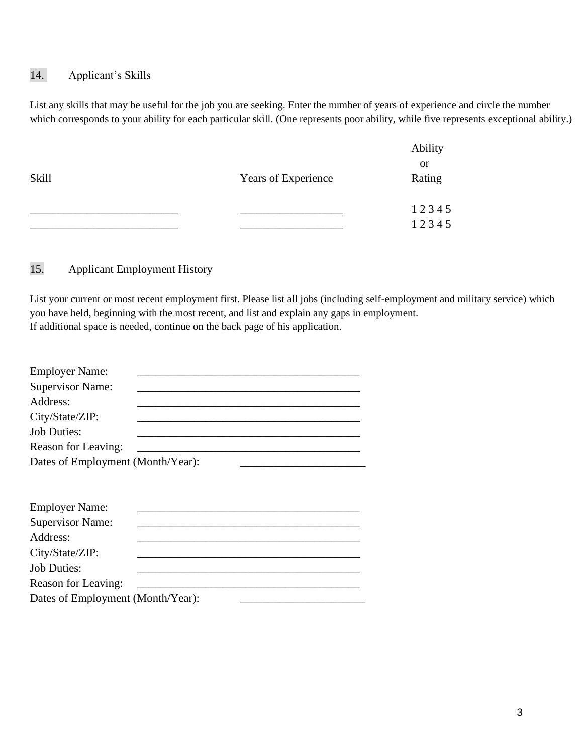14. Applicant's Skills

List any skills that may be useful for the job you are seeking. Enter the number of years of experience and circle the number which corresponds to your ability for each particular skill. (One represents poor ability, while five represents exceptional ability.)

| Skill | Years of Experience | Ability or Rating |
|---|---|---|
| __________________________ | __________________ | 1 2 3 4 5 |
| __________________________ | __________________ | 1 2 3 4 5 |

15. Applicant Employment History

List your current or most recent employment first. Please list all jobs (including self-employment and military service) which you have held, beginning with the most recent, and list and explain any gaps in employment.
If additional space is needed, continue on the back page of his application.

Employer Name: _______________________________________
Supervisor Name: _______________________________________
Address: _______________________________________
City/State/ZIP: _______________________________________
Job Duties: _______________________________________
Reason for Leaving: _______________________________________
Dates of Employment (Month/Year): ______________________

Employer Name: _______________________________________
Supervisor Name: _______________________________________
Address: _______________________________________
City/State/ZIP: _______________________________________
Job Duties: _______________________________________
Reason for Leaving: _______________________________________
Dates of Employment (Month/Year): ______________________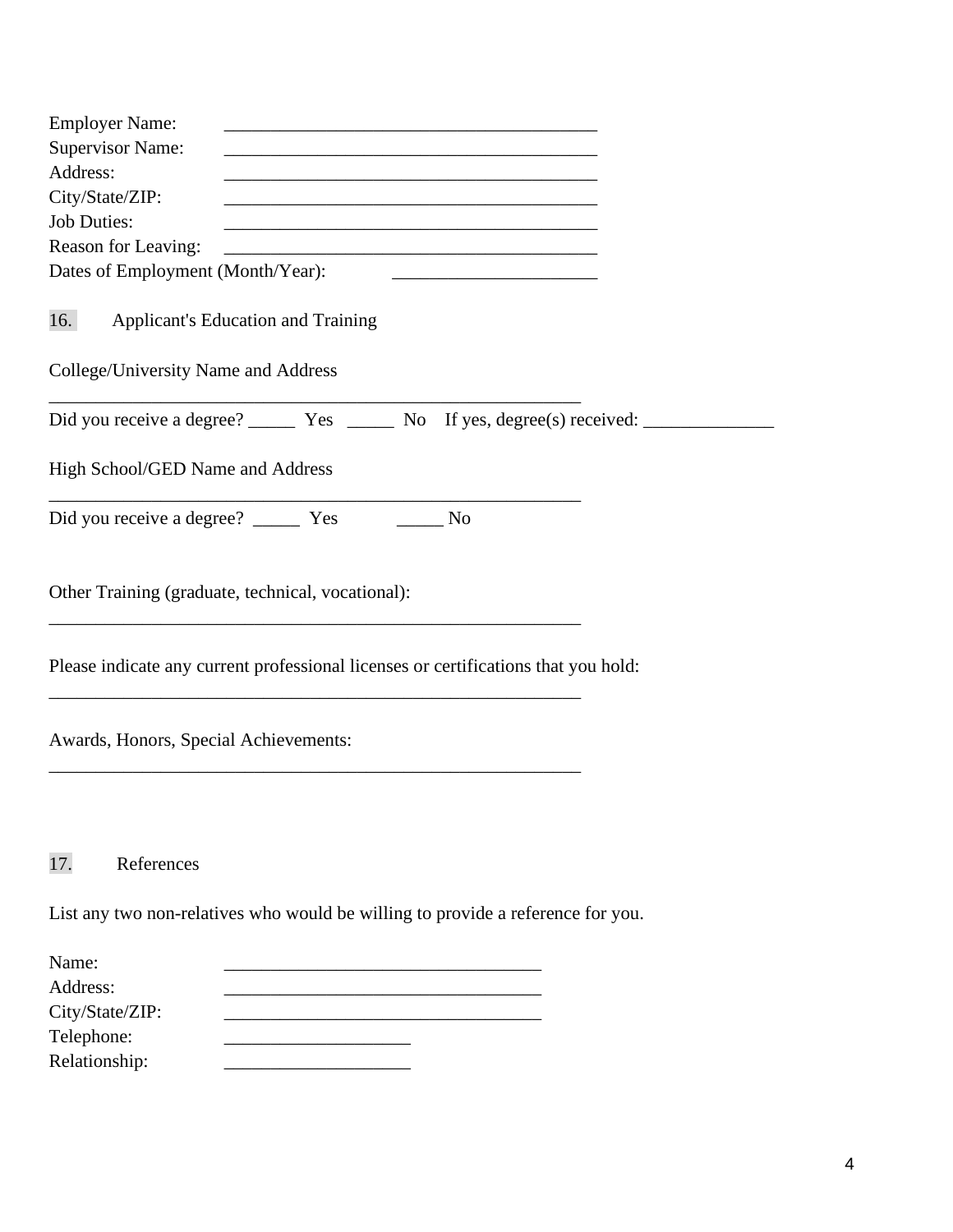Employer Name: \_\_\_\_\_\_\_\_\_\_\_\_\_\_\_\_\_\_\_\_\_\_\_\_\_\_\_\_\_\_\_\_\_\_\_\_\_\_\_\_
Supervisor Name: \_\_\_\_\_\_\_\_\_\_\_\_\_\_\_\_\_\_\_\_\_\_\_\_\_\_\_\_\_\_\_\_\_\_\_\_\_\_\_\_
Address: \_\_\_\_\_\_\_\_\_\_\_\_\_\_\_\_\_\_\_\_\_\_\_\_\_\_\_\_\_\_\_\_\_\_\_\_\_\_\_\_
City/State/ZIP: \_\_\_\_\_\_\_\_\_\_\_\_\_\_\_\_\_\_\_\_\_\_\_\_\_\_\_\_\_\_\_\_\_\_\_\_\_\_\_\_
Job Duties: \_\_\_\_\_\_\_\_\_\_\_\_\_\_\_\_\_\_\_\_\_\_\_\_\_\_\_\_\_\_\_\_\_\_\_\_\_\_\_\_
Reason for Leaving: \_\_\_\_\_\_\_\_\_\_\_\_\_\_\_\_\_\_\_\_\_\_\_\_\_\_\_\_\_\_\_\_\_\_\_\_\_\_\_\_
Dates of Employment (Month/Year): \_\_\_\_\_\_\_\_\_\_\_\_\_\_\_\_\_\_\_\_\_\_

## 16. Applicant's Education and Training

College/University Name and Address

\_\_\_\_\_\_\_\_\_\_\_\_\_\_\_\_\_\_\_\_\_\_\_\_\_\_\_\_\_\_\_\_\_\_\_\_\_\_\_\_\_\_\_\_\_\_\_\_\_\_\_\_\_\_\_\_\_

Did you receive a degree? \_\_\_\_\_ Yes \_\_\_\_\_ No If yes, degree(s) received: \_\_\_\_\_\_\_\_\_\_\_\_\_\_

High School/GED Name and Address

\_\_\_\_\_\_\_\_\_\_\_\_\_\_\_\_\_\_\_\_\_\_\_\_\_\_\_\_\_\_\_\_\_\_\_\_\_\_\_\_\_\_\_\_\_\_\_\_\_\_\_\_\_\_\_\_\_

Did you receive a degree? \_\_\_\_\_ Yes \_\_\_\_\_ No

Other Training (graduate, technical, vocational):

\_\_\_\_\_\_\_\_\_\_\_\_\_\_\_\_\_\_\_\_\_\_\_\_\_\_\_\_\_\_\_\_\_\_\_\_\_\_\_\_\_\_\_\_\_\_\_\_\_\_\_\_\_\_\_\_\_

Please indicate any current professional licenses or certifications that you hold:

\_\_\_\_\_\_\_\_\_\_\_\_\_\_\_\_\_\_\_\_\_\_\_\_\_\_\_\_\_\_\_\_\_\_\_\_\_\_\_\_\_\_\_\_\_\_\_\_\_\_\_\_\_\_\_\_\_

Awards, Honors, Special Achievements:

\_\_\_\_\_\_\_\_\_\_\_\_\_\_\_\_\_\_\_\_\_\_\_\_\_\_\_\_\_\_\_\_\_\_\_\_\_\_\_\_\_\_\_\_\_\_\_\_\_\_\_\_\_\_\_\_\_

## 17. References

List any two non-relatives who would be willing to provide a reference for you.

Name: \_\_\_\_\_\_\_\_\_\_\_\_\_\_\_\_\_\_\_\_\_\_\_\_\_\_\_\_\_\_\_\_\_\_
Address: \_\_\_\_\_\_\_\_\_\_\_\_\_\_\_\_\_\_\_\_\_\_\_\_\_\_\_\_\_\_\_\_\_\_
City/State/ZIP: \_\_\_\_\_\_\_\_\_\_\_\_\_\_\_\_\_\_\_\_\_\_\_\_\_\_\_\_\_\_\_\_\_\_
Telephone: \_\_\_\_\_\_\_\_\_\_\_\_\_\_\_\_\_\_\_\_
Relationship: \_\_\_\_\_\_\_\_\_\_\_\_\_\_\_\_\_\_\_\_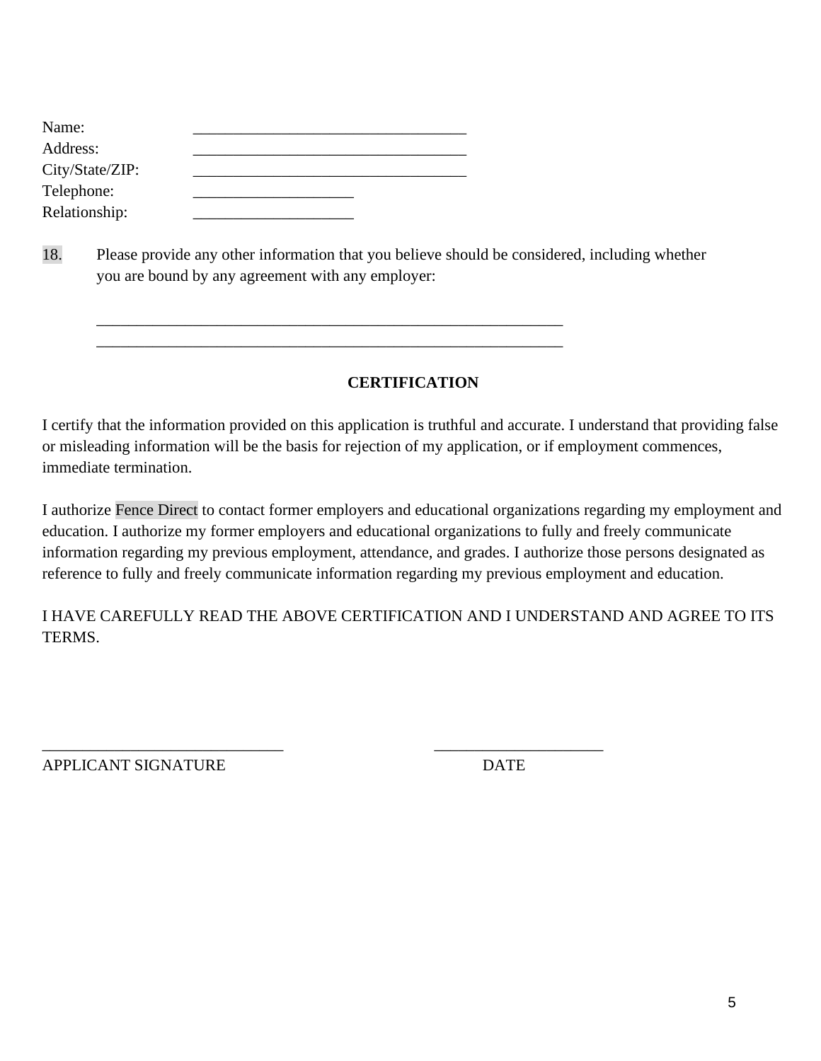Name: ___________________________________
Address: ___________________________________
City/State/ZIP: ___________________________________
Telephone: ____________________
Relationship: ____________________

18. Please provide any other information that you believe should be considered, including whether you are bound by any agreement with any employer:

____________________________________________________________
____________________________________________________________

**CERTIFICATION**

I certify that the information provided on this application is truthful and accurate. I understand that providing false or misleading information will be the basis for rejection of my application, or if employment commences, immediate termination.

I authorize Fence Direct to contact former employers and educational organizations regarding my employment and education. I authorize my former employers and educational organizations to fully and freely communicate information regarding my previous employment, attendance, and grades. I authorize those persons designated as reference to fully and freely communicate information regarding my previous employment and education.

I HAVE CAREFULLY READ THE ABOVE CERTIFICATION AND I UNDERSTAND AND AGREE TO ITS TERMS.

______________________________ ____________________
APPLICANT SIGNATURE DATE